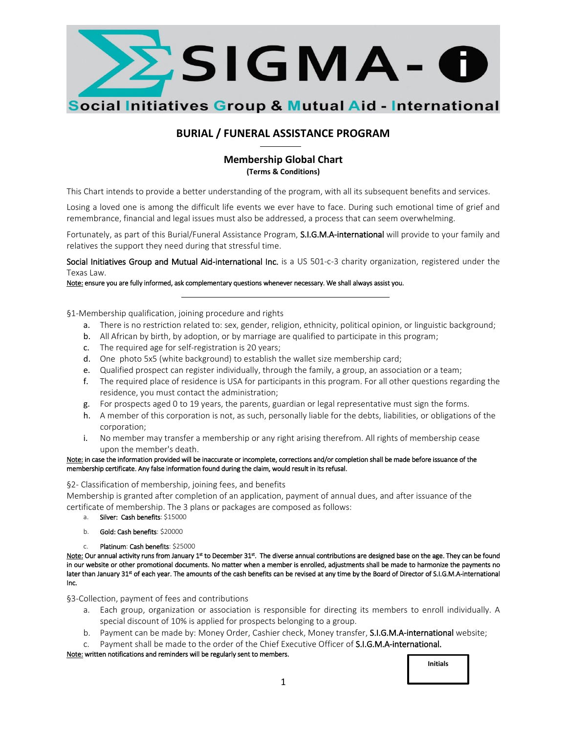# SIGMA-i

**Social Initiatives Group & Mutual Aid - International**

## BURIAL / FUNERAL ASSISTANCE PROGRAM

### Membership Global Chart

**(Terms & Conditions)**

This Chart intends to provide a better understanding of the program, with all its subsequent benefits and services.

Losing a loved one is among the difficult life events we ever have to face. During such emotional time of grief and remembrance, financial and legal issues must also be addressed, a process that can seem overwhelming.

Fortunately, as part of this Burial/Funeral Assistance Program, S.I.G.M.A-international will provide to your family and relatives the support they need during that stressful time.

Social Initiatives Group and Mutual Aid-international Inc. is a US 501-c-3 charity organization, registered under the Texas Law.

Note: ensure you are fully informed, ask complementary questions whenever necessary. We shall always assist you.

---

§1-Membership qualification, joining procedure and rights

a. There is no restriction related to: sex, gender, religion, ethnicity, political opinion, or linguistic background;
b. All African by birth, by adoption, or by marriage are qualified to participate in this program;
c. The required age for self-registration is 20 years;
d. One photo 5x5 (white background) to establish the wallet size membership card;
e. Qualified prospect can register individually, through the family, a group, an association or a team;
f. The required place of residence is USA for participants in this program. For all other questions regarding the residence, you must contact the administration;
g. For prospects aged 0 to 19 years, the parents, guardian or legal representative must sign the forms.
h. A member of this corporation is not, as such, personally liable for the debts, liabilities, or obligations of the corporation;
i. No member may transfer a membership or any right arising therefrom. All rights of membership cease upon the member's death.

Note: in case the information provided will be inaccurate or incomplete, corrections and/or completion shall be made before issuance of the membership certificate. Any false information found during the claim, would result in its refusal.

§2- Classification of membership, joining fees, and benefits

Membership is granted after completion of an application, payment of annual dues, and after issuance of the certificate of membership. The 3 plans or packages are composed as follows:

a. **Silver: Cash benefits**: $15000
b. **Gold: Cash benefits**: $20000
c. **Platinum**: **Cash benefits**: $25000

Note: Our annual activity runs from January 1st to December 31st. The diverse annual contributions are designed base on the age. They can be found in our website or other promotional documents. No matter when a member is enrolled, adjustments shall be made to harmonize the payments no later than January 31st of each year. The amounts of the cash benefits can be revised at any time by the Board of Director of S.I.G.M.A-international Inc.

§3-Collection, payment of fees and contributions

a. Each group, organization or association is responsible for directing its members to enroll individually. A special discount of 10% is applied for prospects belonging to a group.
b. Payment can be made by: Money Order, Cashier check, Money transfer, S.I.G.M.A-international website;
c. Payment shall be made to the order of the Chief Executive Officer of S.I.G.M.A-international.

Note: written notifications and reminders will be regularly sent to members.

| Initials |
|---|
| |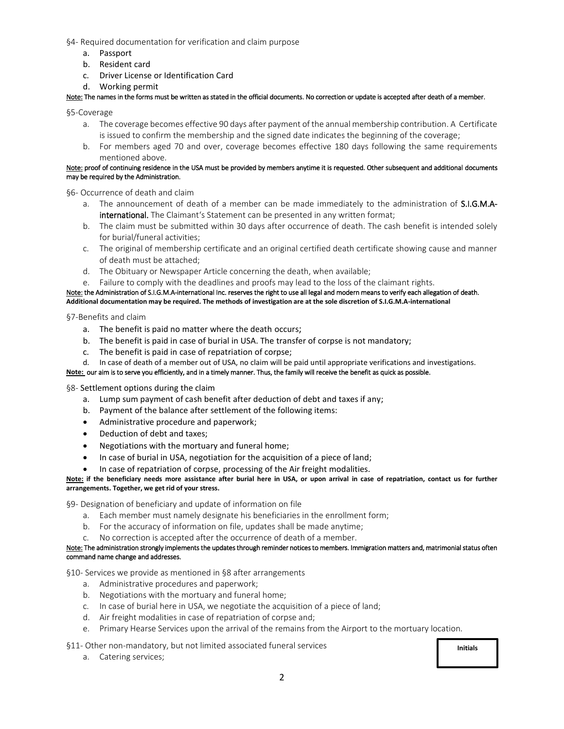§4- Required documentation for verification and claim purpose

a. Passport
b. Resident card
c. Driver License or Identification Card
d. Working permit

Note: The names in the forms must be written as stated in the official documents. No correction or update is accepted after death of a member.

§5-Coverage

a. The coverage becomes effective 90 days after payment of the annual membership contribution. A Certificate is issued to confirm the membership and the signed date indicates the beginning of the coverage;
b. For members aged 70 and over, coverage becomes effective 180 days following the same requirements mentioned above.

Note: proof of continuing residence in the USA must be provided by members anytime it is requested. Other subsequent and additional documents may be required by the Administration.

§6- Occurrence of death and claim

a. The announcement of death of a member can be made immediately to the administration of **S.I.G.M.A-international.** The Claimant's Statement can be presented in any written format;
b. The claim must be submitted within 30 days after occurrence of death. The cash benefit is intended solely for burial/funeral activities;
c. The original of membership certificate and an original certified death certificate showing cause and manner of death must be attached;
d. The Obituary or Newspaper Article concerning the death, when available;
e. Failure to comply with the deadlines and proofs may lead to the loss of the claimant rights.

Note: the Administration of S.I.G.M.A-international Inc. reserves the right to use all legal and modern means to verify each allegation of death. **Additional documentation may be required. The methods of investigation are at the sole discretion of S.I.G.M.A-international**

§7-Benefits and claim

a. The benefit is paid no matter where the death occurs;
b. The benefit is paid in case of burial in USA. The transfer of corpse is not mandatory;
c. The benefit is paid in case of repatriation of corpse;
d. In case of death of a member out of USA, no claim will be paid until appropriate verifications and investigations.

**Note:** our aim is to serve you efficiently, and in a timely manner. Thus, the family will receive the benefit as quick as possible.

§8- Settlement options during the claim

a. Lump sum payment of cash benefit after deduction of debt and taxes if any;
b. Payment of the balance after settlement of the following items:

- Administrative procedure and paperwork;
- Deduction of debt and taxes;
- Negotiations with the mortuary and funeral home;
- In case of burial in USA, negotiation for the acquisition of a piece of land;
- In case of repatriation of corpse, processing of the Air freight modalities.

**Note: if the beneficiary needs more assistance after burial here in USA, or upon arrival in case of repatriation, contact us for further arrangements. Together, we get rid of your stress.**

§9- Designation of beneficiary and update of information on file

a. Each member must namely designate his beneficiaries in the enrollment form;
b. For the accuracy of information on file, updates shall be made anytime;
c. No correction is accepted after the occurrence of death of a member.

Note: The administration strongly implements the updates through reminder notices to members. Immigration matters and, matrimonial status often command name change and addresses.

§10- Services we provide as mentioned in §8 after arrangements

a. Administrative procedures and paperwork;
b. Negotiations with the mortuary and funeral home;
c. In case of burial here in USA, we negotiate the acquisition of a piece of land;
d. Air freight modalities in case of repatriation of corpse and;
e. Primary Hearse Services upon the arrival of the remains from the Airport to the mortuary location.

§11- Other non-mandatory, but not limited associated funeral services

a. Catering services;

| Initials |
| --- |
| |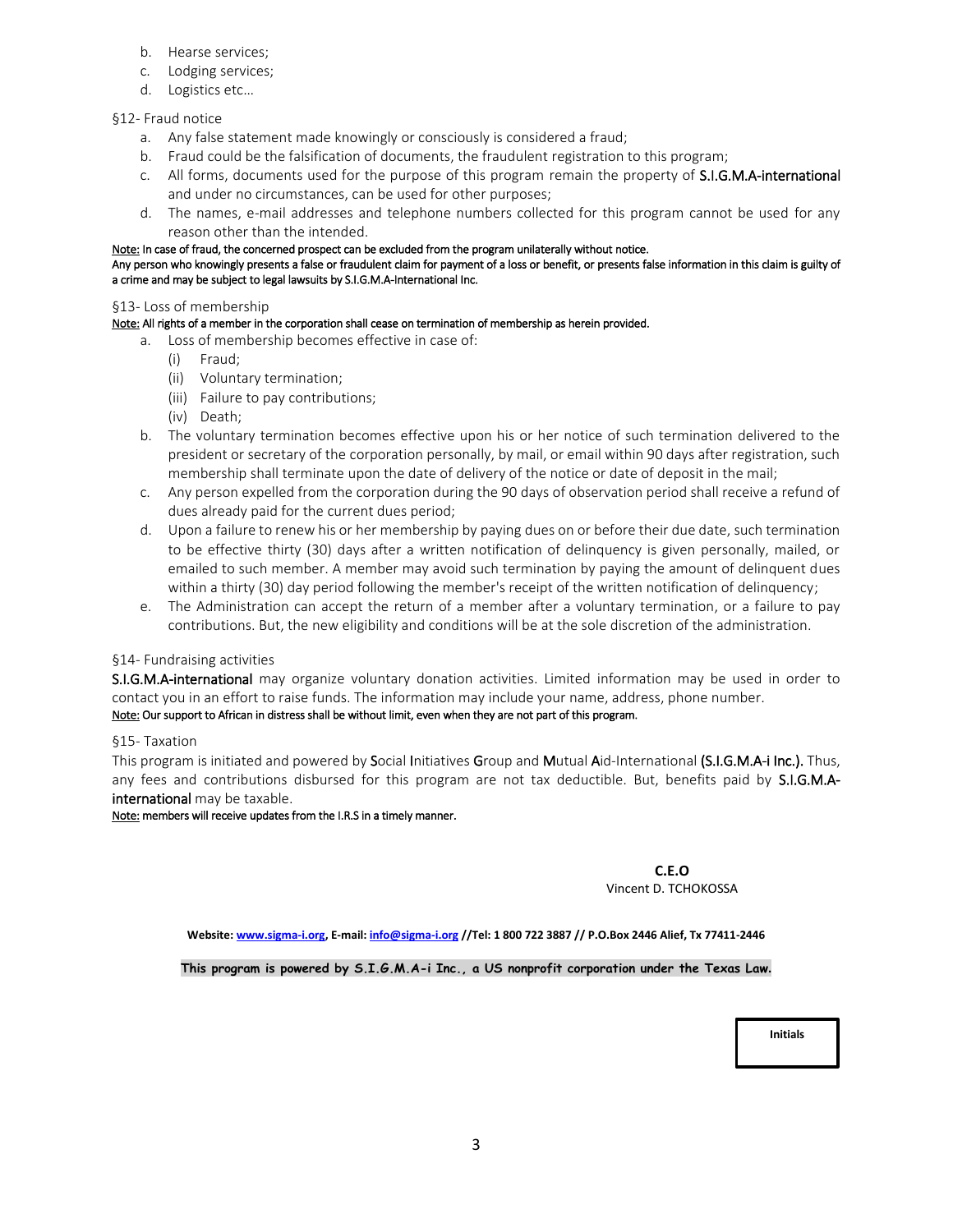b. Hearse services;
c. Lodging services;
d. Logistics etc…

§12- Fraud notice

a. Any false statement made knowingly or consciously is considered a fraud;
b. Fraud could be the falsification of documents, the fraudulent registration to this program;
c. All forms, documents used for the purpose of this program remain the property of **S.I.G.M.A-international** and under no circumstances, can be used for other purposes;
d. The names, e-mail addresses and telephone numbers collected for this program cannot be used for any reason other than the intended.

Note: In case of fraud, the concerned prospect can be excluded from the program unilaterally without notice.
Any person who knowingly presents a false or fraudulent claim for payment of a loss or benefit, or presents false information in this claim is guilty of a crime and may be subject to legal lawsuits by S.I.G.M.A-International Inc.

§13- Loss of membership

Note: All rights of a member in the corporation shall cease on termination of membership as herein provided.

a. Loss of membership becomes effective in case of:
   (i) Fraud;
   (ii) Voluntary termination;
   (iii) Failure to pay contributions;
   (iv) Death;
b. The voluntary termination becomes effective upon his or her notice of such termination delivered to the president or secretary of the corporation personally, by mail, or email within 90 days after registration, such membership shall terminate upon the date of delivery of the notice or date of deposit in the mail;
c. Any person expelled from the corporation during the 90 days of observation period shall receive a refund of dues already paid for the current dues period;
d. Upon a failure to renew his or her membership by paying dues on or before their due date, such termination to be effective thirty (30) days after a written notification of delinquency is given personally, mailed, or emailed to such member. A member may avoid such termination by paying the amount of delinquent dues within a thirty (30) day period following the member's receipt of the written notification of delinquency;
e. The Administration can accept the return of a member after a voluntary termination, or a failure to pay contributions. But, the new eligibility and conditions will be at the sole discretion of the administration.

§14- Fundraising activities

**S.I.G.M.A-international** may organize voluntary donation activities. Limited information may be used in order to contact you in an effort to raise funds. The information may include your name, address, phone number.
Note: Our support to African in distress shall be without limit, even when they are not part of this program.

§15- Taxation

This program is initiated and powered by **S**ocial **I**nitiatives **G**roup and **M**utual **A**id-International **(S.I.G.M.A-i Inc.)**. Thus, any fees and contributions disbursed for this program are not tax deductible. But, benefits paid by **S.I.G.M.A-international** may be taxable.
Note: members will receive updates from the I.R.S in a timely manner.

**C.E.O**
Vincent D. TCHOKOSSA

**Website: www.sigma-i.org, E-mail: info@sigma-i.org //Tel: 1 800 722 3887 // P.O.Box 2446 Alief, Tx 77411-2446**

**This program is powered by S.I.G.M.A-i Inc., a US nonprofit corporation under the Texas Law.**

**Initials**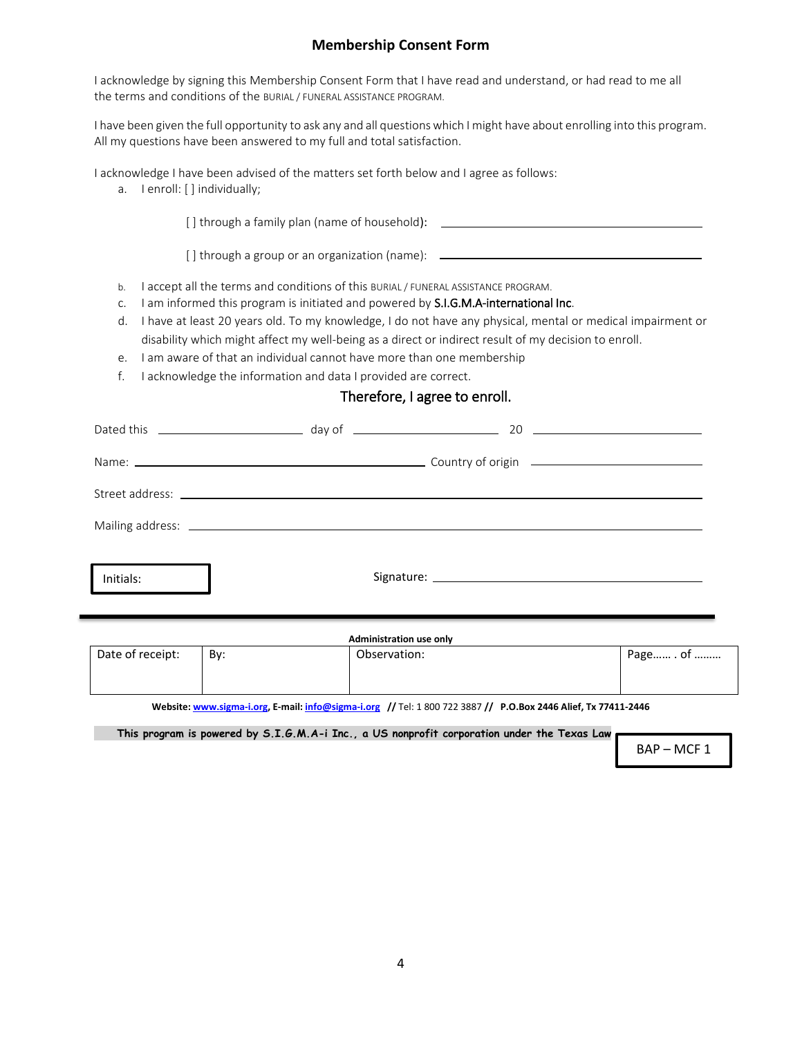# Membership Consent Form

I acknowledge by signing this Membership Consent Form that I have read and understand, or had read to me all the terms and conditions of the BURIAL / FUNERAL ASSISTANCE PROGRAM.

I have been given the full opportunity to ask any and all questions which I might have about enrolling into this program. All my questions have been answered to my full and total satisfaction.

I acknowledge I have been advised of the matters set forth below and I agree as follows:

a. I enroll: [ ] individually;

[ ] through a family plan (name of household): ______________________________

[ ] through a group or an organization (name): ______________________________

b. I accept all the terms and conditions of this BURIAL / FUNERAL ASSISTANCE PROGRAM.
c. I am informed this program is initiated and powered by S.I.G.M.A-international Inc.
d. I have at least 20 years old. To my knowledge, I do not have any physical, mental or medical impairment or disability which might affect my well-being as a direct or indirect result of my decision to enroll.
e. I am aware of that an individual cannot have more than one membership
f. I acknowledge the information and data I provided are correct.

**Therefore, I agree to enroll.**

Dated this ____________________ day of ____________________ 20 ____________________

Name: ______________________________________ Country of origin ____________________

Street address: ______________________________________________________________

Mailing address: _____________________________________________________________

Initials:

Signature: ______________________________

**Administration use only**

| Date of receipt: | By: | Observation: | Page…… . of ……… |
|---|---|---|---|
| | | | |

**Website: www.sigma-i.org, E-mail: info@sigma-i.org** // Tel: 1 800 722 3887 // **P.O.Box 2446 Alief, Tx 77411-2446**

**This program is powered by S.I.G.M.A-i Inc., a US nonprofit corporation under the Texas Law**

BAP – MCF 1